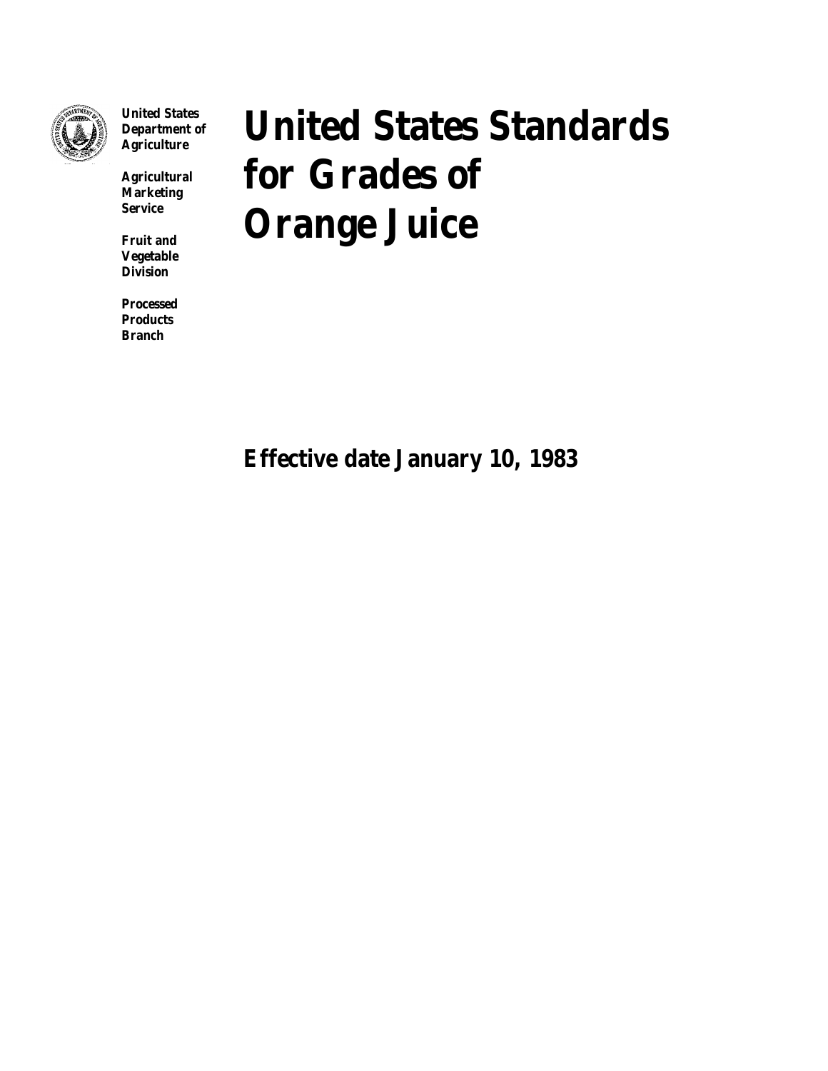**United States Department of Agriculture**

**Agricultural Marketing Service**

**Fruit and Vegetable Division**

**Processed Products Branch**

# United States Standards for Grades of Orange Juice

**Effective date January 10, 1983**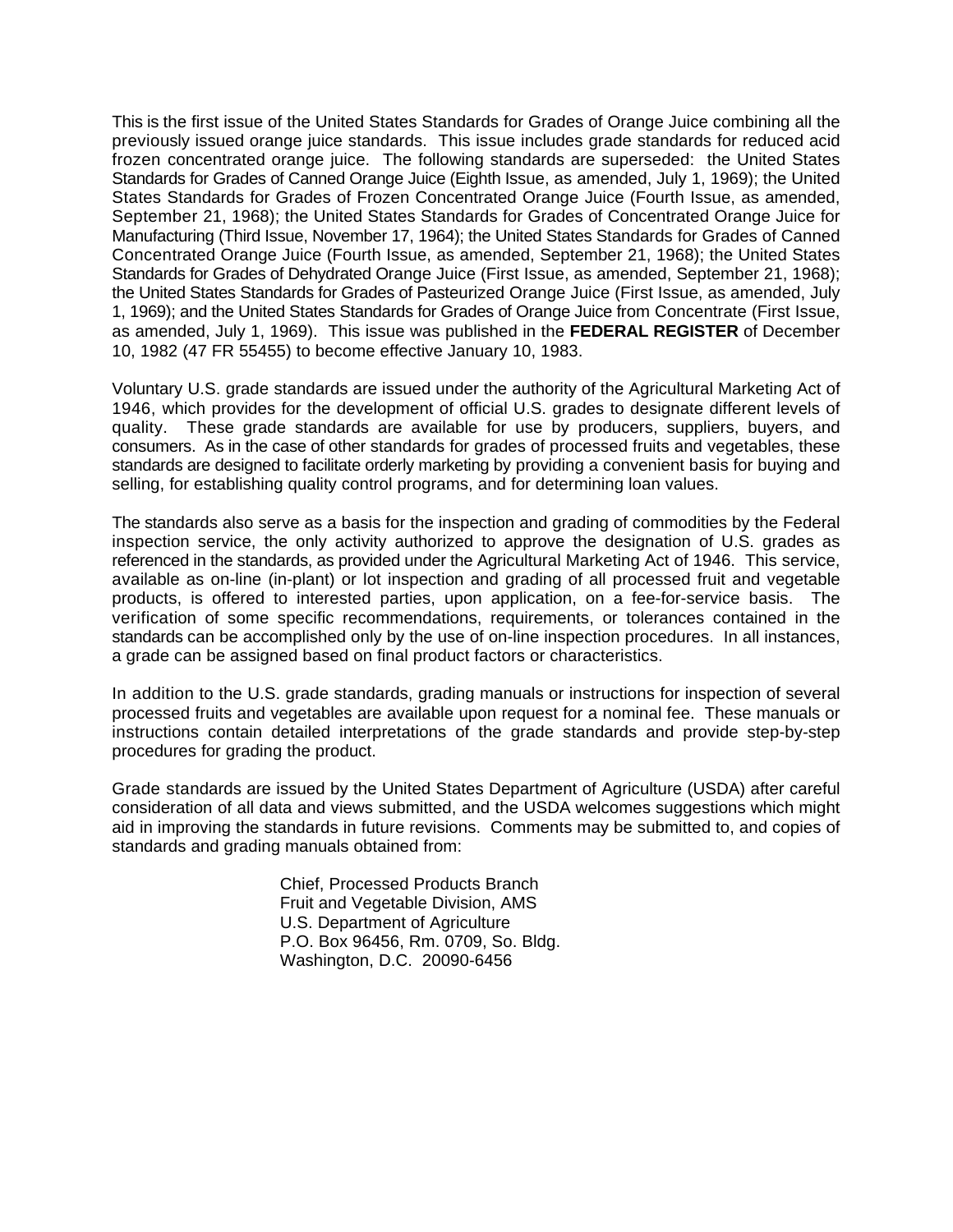This is the first issue of the United States Standards for Grades of Orange Juice combining all the previously issued orange juice standards. This issue includes grade standards for reduced acid frozen concentrated orange juice. The following standards are superseded: the United States Standards for Grades of Canned Orange Juice (Eighth Issue, as amended, July 1, 1969); the United States Standards for Grades of Frozen Concentrated Orange Juice (Fourth Issue, as amended, September 21, 1968); the United States Standards for Grades of Concentrated Orange Juice for Manufacturing (Third Issue, November 17, 1964); the United States Standards for Grades of Canned Concentrated Orange Juice (Fourth Issue, as amended, September 21, 1968); the United States Standards for Grades of Dehydrated Orange Juice (First Issue, as amended, September 21, 1968); the United States Standards for Grades of Pasteurized Orange Juice (First Issue, as amended, July 1, 1969); and the United States Standards for Grades of Orange Juice from Concentrate (First Issue, as amended, July 1, 1969). This issue was published in the **FEDERAL REGISTER** of December 10, 1982 (47 FR 55455) to become effective January 10, 1983.

Voluntary U.S. grade standards are issued under the authority of the Agricultural Marketing Act of 1946, which provides for the development of official U.S. grades to designate different levels of quality. These grade standards are available for use by producers, suppliers, buyers, and consumers. As in the case of other standards for grades of processed fruits and vegetables, these standards are designed to facilitate orderly marketing by providing a convenient basis for buying and selling, for establishing quality control programs, and for determining loan values.

The standards also serve as a basis for the inspection and grading of commodities by the Federal inspection service, the only activity authorized to approve the designation of U.S. grades as referenced in the standards, as provided under the Agricultural Marketing Act of 1946. This service, available as on-line (in-plant) or lot inspection and grading of all processed fruit and vegetable products, is offered to interested parties, upon application, on a fee-for-service basis. The verification of some specific recommendations, requirements, or tolerances contained in the standards can be accomplished only by the use of on-line inspection procedures. In all instances, a grade can be assigned based on final product factors or characteristics.

In addition to the U.S. grade standards, grading manuals or instructions for inspection of several processed fruits and vegetables are available upon request for a nominal fee. These manuals or instructions contain detailed interpretations of the grade standards and provide step-by-step procedures for grading the product.

Grade standards are issued by the United States Department of Agriculture (USDA) after careful consideration of all data and views submitted, and the USDA welcomes suggestions which might aid in improving the standards in future revisions. Comments may be submitted to, and copies of standards and grading manuals obtained from:

Chief, Processed Products Branch
Fruit and Vegetable Division, AMS
U.S. Department of Agriculture
P.O. Box 96456, Rm. 0709, So. Bldg.
Washington, D.C. 20090-6456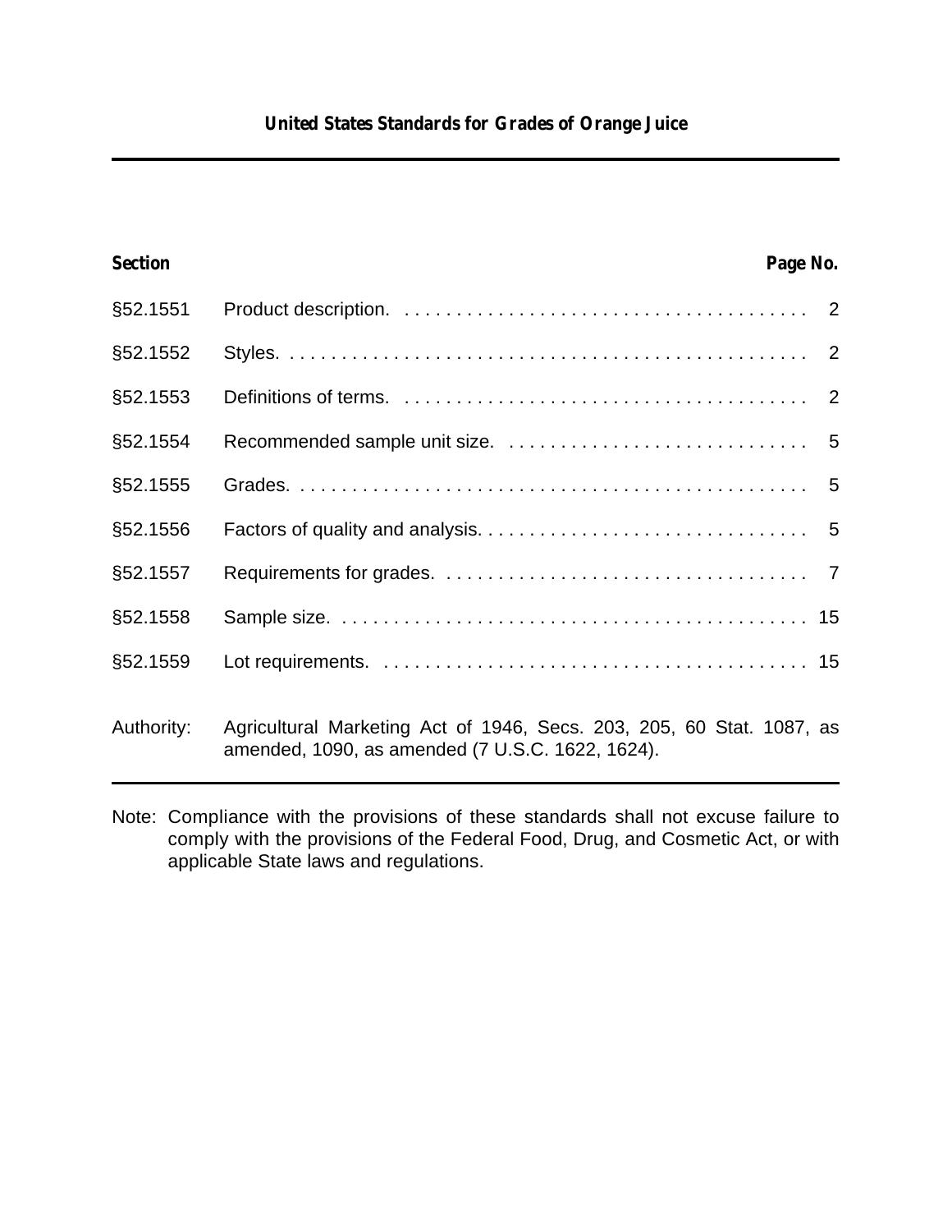# United States Standards for Grades of Orange Juice

| Section | | Page No. |
|---|---|---|
| §52.1551 | Product description. | 2 |
| §52.1552 | Styles. | 2 |
| §52.1553 | Definitions of terms. | 2 |
| §52.1554 | Recommended sample unit size. | 5 |
| §52.1555 | Grades. | 5 |
| §52.1556 | Factors of quality and analysis. | 5 |
| §52.1557 | Requirements for grades. | 7 |
| §52.1558 | Sample size. | 15 |
| §52.1559 | Lot requirements. | 15 |

Authority: Agricultural Marketing Act of 1946, Secs. 203, 205, 60 Stat. 1087, as amended, 1090, as amended (7 U.S.C. 1622, 1624).

Note: Compliance with the provisions of these standards shall not excuse failure to comply with the provisions of the Federal Food, Drug, and Cosmetic Act, or with applicable State laws and regulations.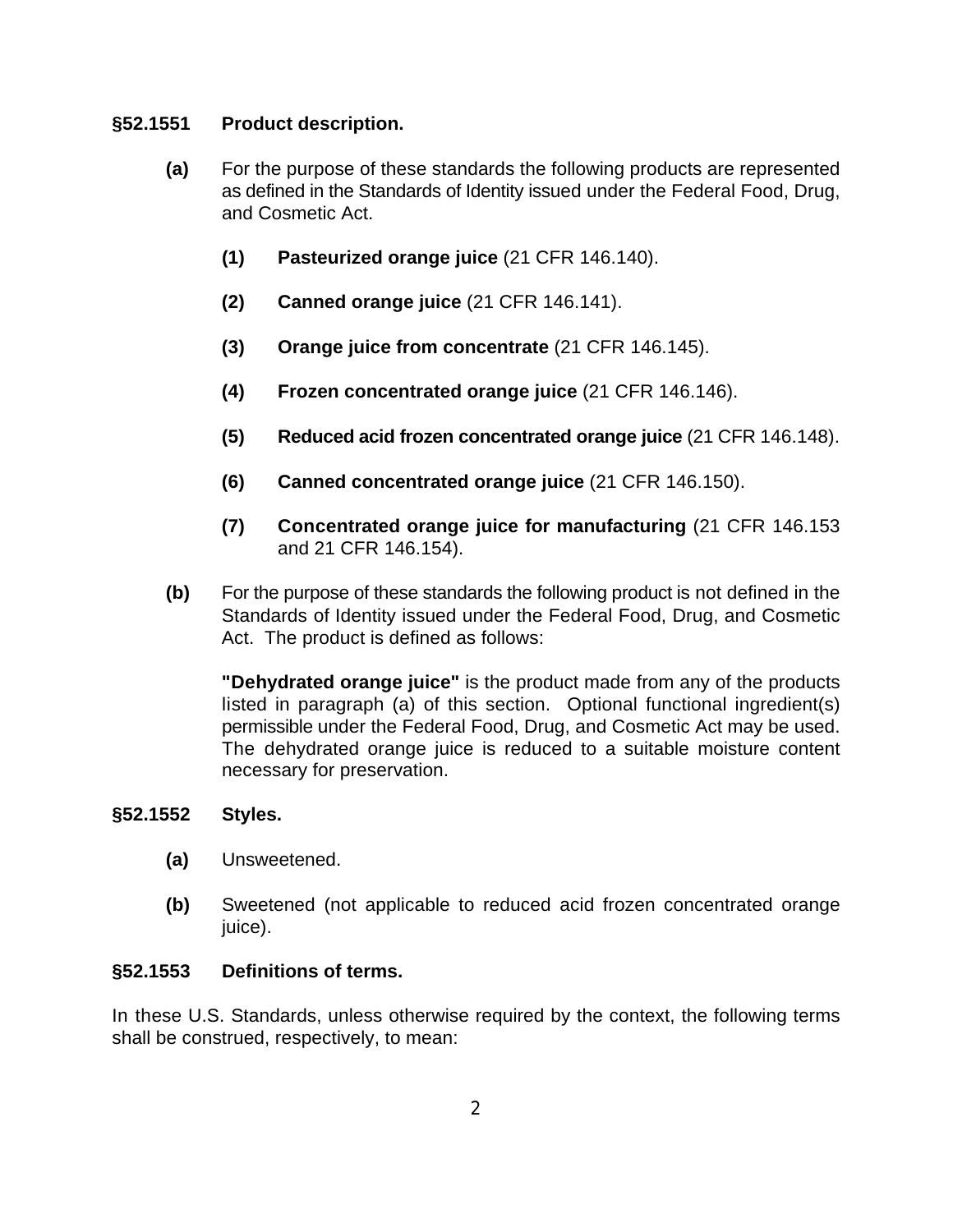### §52.1551 Product description.

**(a)** For the purpose of these standards the following products are represented as defined in the Standards of Identity issued under the Federal Food, Drug, and Cosmetic Act.

**(1)** **Pasteurized orange juice** (21 CFR 146.140).

**(2)** **Canned orange juice** (21 CFR 146.141).

**(3)** **Orange juice from concentrate** (21 CFR 146.145).

**(4)** **Frozen concentrated orange juice** (21 CFR 146.146).

**(5)** **Reduced acid frozen concentrated orange juice** (21 CFR 146.148).

**(6)** **Canned concentrated orange juice** (21 CFR 146.150).

**(7)** **Concentrated orange juice for manufacturing** (21 CFR 146.153 and 21 CFR 146.154).

**(b)** For the purpose of these standards the following product is not defined in the Standards of Identity issued under the Federal Food, Drug, and Cosmetic Act. The product is defined as follows:

**"Dehydrated orange juice"** is the product made from any of the products listed in paragraph (a) of this section. Optional functional ingredient(s) permissible under the Federal Food, Drug, and Cosmetic Act may be used. The dehydrated orange juice is reduced to a suitable moisture content necessary for preservation.

### §52.1552 Styles.

**(a)** Unsweetened.

**(b)** Sweetened (not applicable to reduced acid frozen concentrated orange juice).

### §52.1553 Definitions of terms.

In these U.S. Standards, unless otherwise required by the context, the following terms shall be construed, respectively, to mean: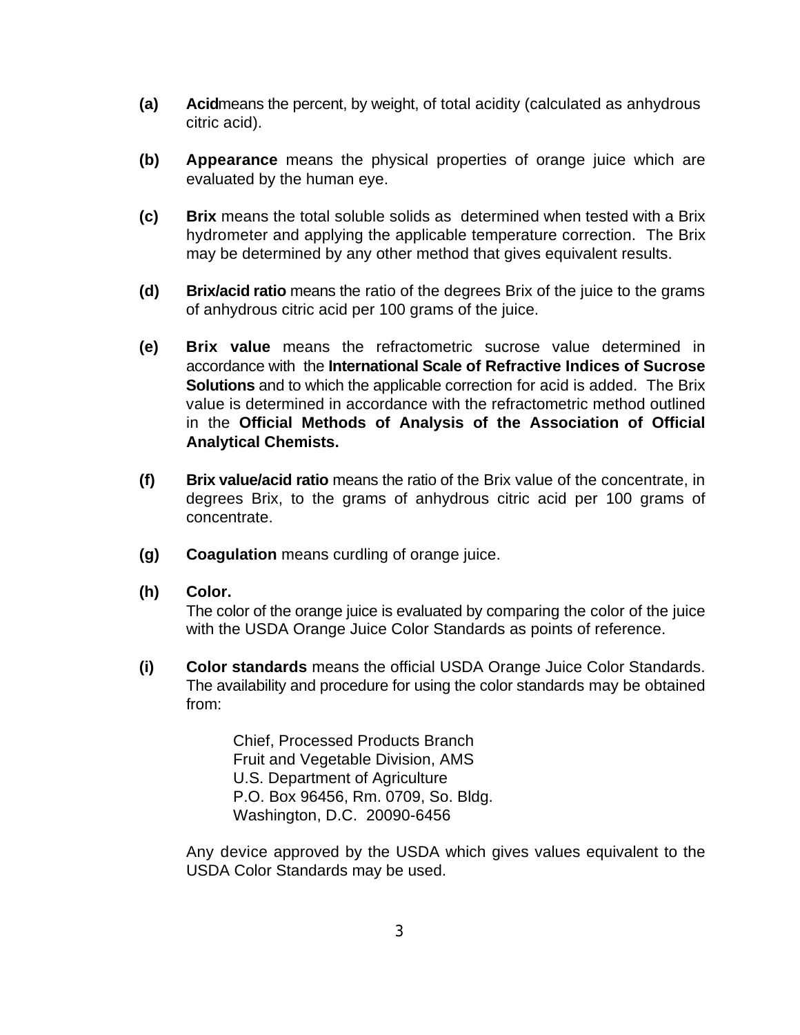**(a)** **Acid** means the percent, by weight, of total acidity (calculated as anhydrous citric acid).

**(b)** **Appearance** means the physical properties of orange juice which are evaluated by the human eye.

**(c)** **Brix** means the total soluble solids as determined when tested with a Brix hydrometer and applying the applicable temperature correction. The Brix may be determined by any other method that gives equivalent results.

**(d)** **Brix/acid ratio** means the ratio of the degrees Brix of the juice to the grams of anhydrous citric acid per 100 grams of the juice.

**(e)** **Brix value** means the refractometric sucrose value determined in accordance with the **International Scale of Refractive Indices of Sucrose Solutions** and to which the applicable correction for acid is added. The Brix value is determined in accordance with the refractometric method outlined in the **Official Methods of Analysis of the Association of Official Analytical Chemists.**

**(f)** **Brix value/acid ratio** means the ratio of the Brix value of the concentrate, in degrees Brix, to the grams of anhydrous citric acid per 100 grams of concentrate.

**(g)** **Coagulation** means curdling of orange juice.

**(h)** **Color.**
The color of the orange juice is evaluated by comparing the color of the juice with the USDA Orange Juice Color Standards as points of reference.

**(i)** **Color standards** means the official USDA Orange Juice Color Standards. The availability and procedure for using the color standards may be obtained from:

> Chief, Processed Products Branch
> Fruit and Vegetable Division, AMS
> U.S. Department of Agriculture
> P.O. Box 96456, Rm. 0709, So. Bldg.
> Washington, D.C. 20090-6456

Any device approved by the USDA which gives values equivalent to the USDA Color Standards may be used.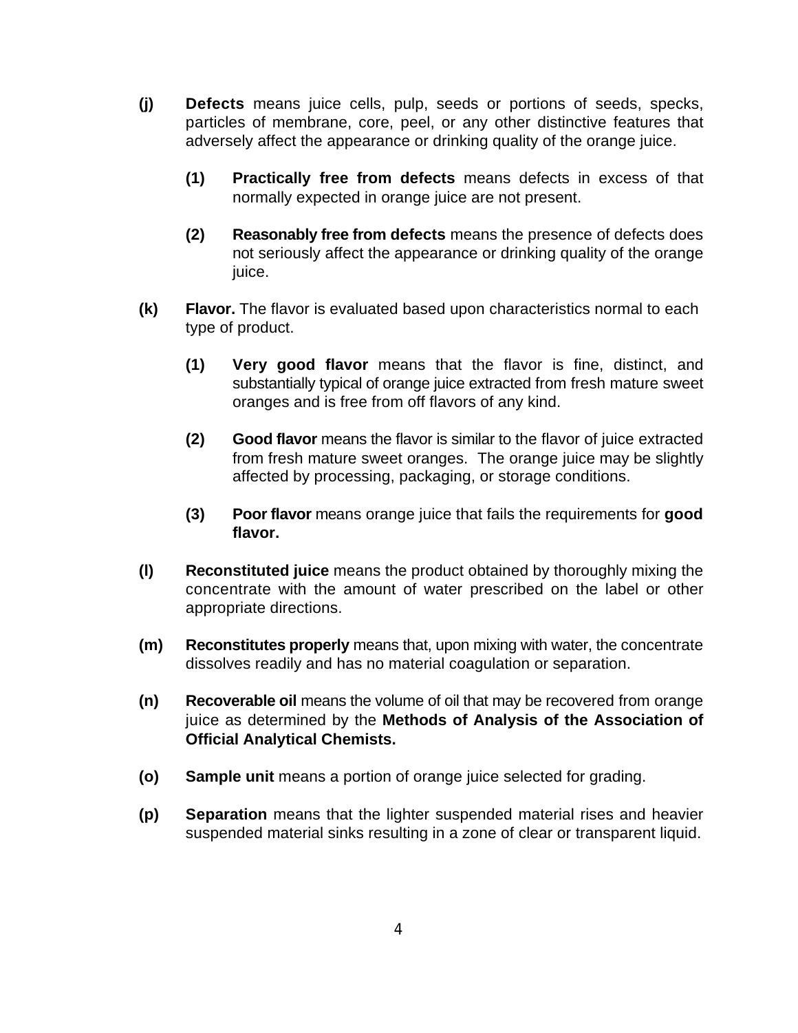**(j)** **Defects** means juice cells, pulp, seeds or portions of seeds, specks, particles of membrane, core, peel, or any other distinctive features that adversely affect the appearance or drinking quality of the orange juice.

> **(1)** **Practically free from defects** means defects in excess of that normally expected in orange juice are not present.
>
> **(2)** **Reasonably free from defects** means the presence of defects does not seriously affect the appearance or drinking quality of the orange juice.

**(k)** **Flavor.** The flavor is evaluated based upon characteristics normal to each type of product.

> **(1)** **Very good flavor** means that the flavor is fine, distinct, and substantially typical of orange juice extracted from fresh mature sweet oranges and is free from off flavors of any kind.
>
> **(2)** **Good flavor** means the flavor is similar to the flavor of juice extracted from fresh mature sweet oranges. The orange juice may be slightly affected by processing, packaging, or storage conditions.
>
> **(3)** **Poor flavor** means orange juice that fails the requirements for **good flavor.**

**(l)** **Reconstituted juice** means the product obtained by thoroughly mixing the concentrate with the amount of water prescribed on the label or other appropriate directions.

**(m)** **Reconstitutes properly** means that, upon mixing with water, the concentrate dissolves readily and has no material coagulation or separation.

**(n)** **Recoverable oil** means the volume of oil that may be recovered from orange juice as determined by the **Methods of Analysis of the Association of Official Analytical Chemists.**

**(o)** **Sample unit** means a portion of orange juice selected for grading.

**(p)** **Separation** means that the lighter suspended material rises and heavier suspended material sinks resulting in a zone of clear or transparent liquid.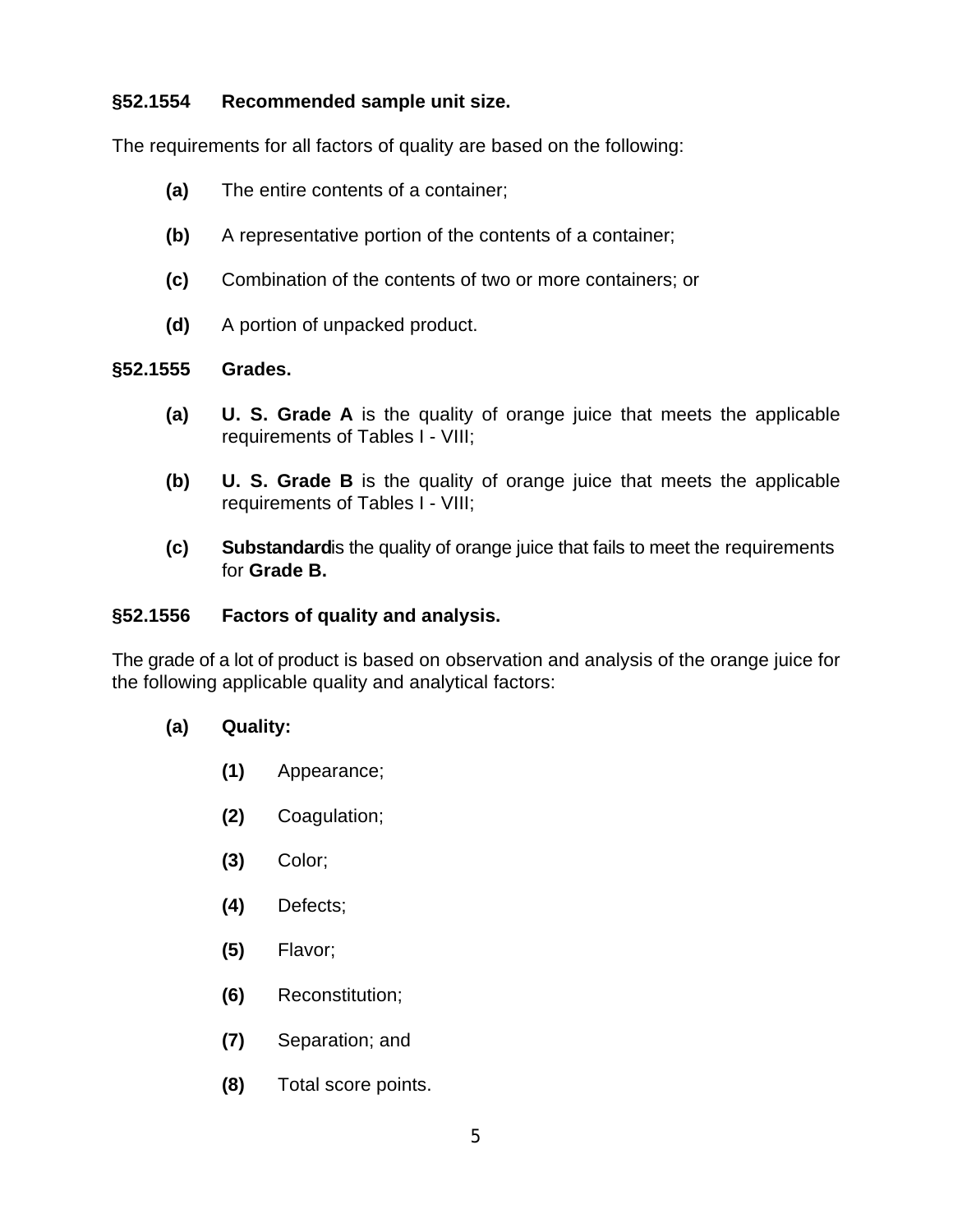### §52.1554 Recommended sample unit size.

The requirements for all factors of quality are based on the following:

- **(a)** The entire contents of a container;
- **(b)** A representative portion of the contents of a container;
- **(c)** Combination of the contents of two or more containers; or
- **(d)** A portion of unpacked product.

### §52.1555 Grades.

- **(a)** **U. S. Grade A** is the quality of orange juice that meets the applicable requirements of Tables I - VIII;
- **(b)** **U. S. Grade B** is the quality of orange juice that meets the applicable requirements of Tables I - VIII;
- **(c)** **Substandard** is the quality of orange juice that fails to meet the requirements for **Grade B.**

### §52.1556 Factors of quality and analysis.

The grade of a lot of product is based on observation and analysis of the orange juice for the following applicable quality and analytical factors:

- **(a)** **Quality:**
  - **(1)** Appearance;
  - **(2)** Coagulation;
  - **(3)** Color;
  - **(4)** Defects;
  - **(5)** Flavor;
  - **(6)** Reconstitution;
  - **(7)** Separation; and
  - **(8)** Total score points.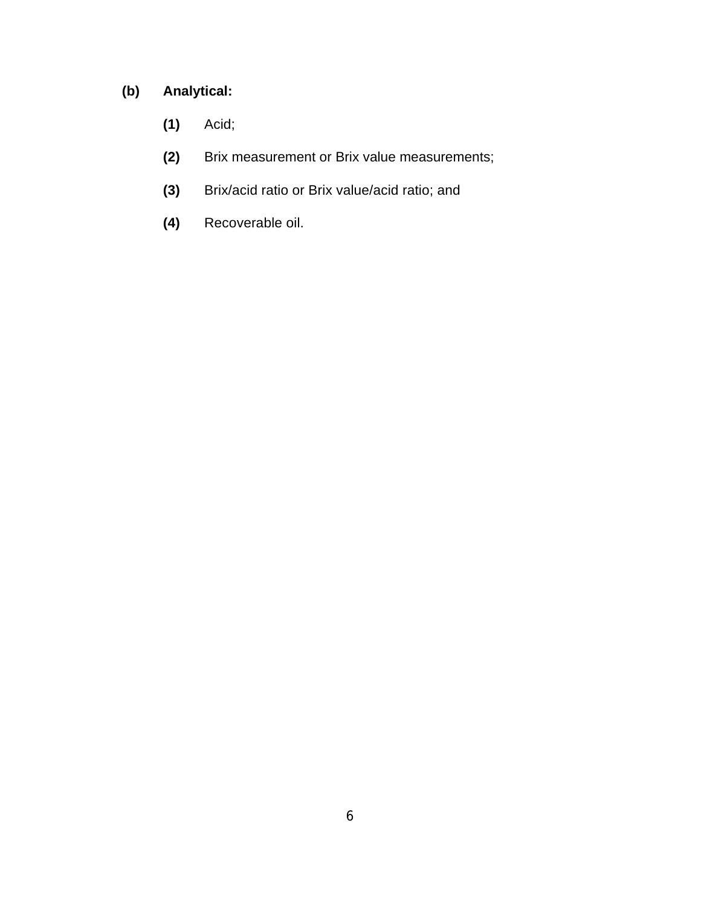**(b)** **Analytical:**

- **(1)** Acid;
- **(2)** Brix measurement or Brix value measurements;
- **(3)** Brix/acid ratio or Brix value/acid ratio; and
- **(4)** Recoverable oil.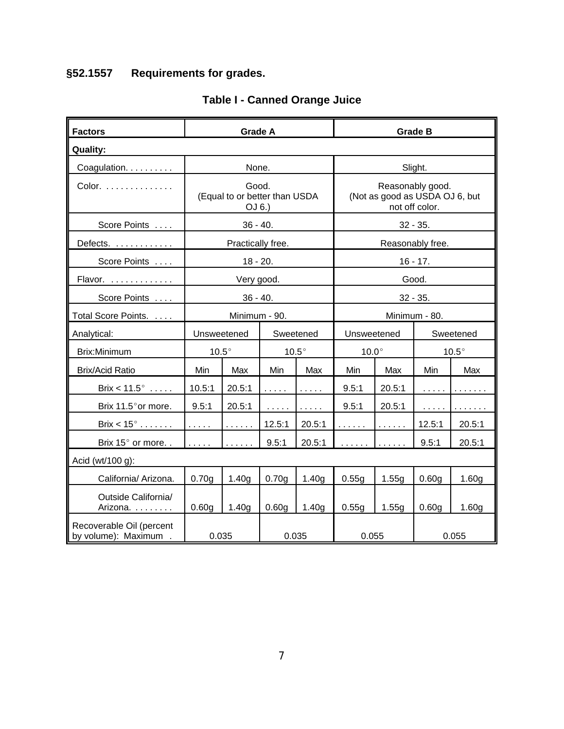## §52.1557 Requirements for grades.

### Table I - Canned Orange Juice

| Factors | Grade A | | | | Grade B | | | |
|---|---|---|---|---|---|---|---|---|
| **Quality:** | | | | | | | | |
| Coagulation. . . . . . . . . . | None. | | | | Slight. | | | |
| Color. . . . . . . . . . . . . . | Good. (Equal to or better than USDA OJ 6.) | | | | Reasonably good. (Not as good as USDA OJ 6, but not off color. | | | |
| Score Points . . . . | 36 - 40. | | | | 32 - 35. | | | |
| Defects. . . . . . . . . . . . | Practically free. | | | | Reasonably free. | | | |
| Score Points . . . . | 18 - 20. | | | | 16 - 17. | | | |
| Flavor. . . . . . . . . . . . . | Very good. | | | | Good. | | | |
| Score Points . . . . | 36 - 40. | | | | 32 - 35. | | | |
| Total Score Points. . . . . | Minimum - 90. | | | | Minimum - 80. | | | |
| Analytical: | Unsweetened | | Sweetened | | Unsweetened | | Sweetened | |
| Brix:Minimum | 10.5° | | 10.5° | | 10.0° | | 10.5° | |
| Brix/Acid Ratio | Min | Max | Min | Max | Min | Max | Min | Max |
| Brix < 11.5° . . . . . | 10.5:1 | 20.5:1 | . . . . . | . . . . . | 9.5:1 | 20.5:1 | . . . . . | . . . . . . . |
| Brix 11.5° or more. | 9.5:1 | 20.5:1 | . . . . . | . . . . . | 9.5:1 | 20.5:1 | . . . . . | . . . . . . . |
| Brix < 15° . . . . . . . | . . . . . | . . . . . . | 12.5:1 | 20.5:1 | . . . . . . | . . . . . . | 12.5:1 | 20.5:1 |
| Brix 15° or more. . | . . . . . | . . . . . . | 9.5:1 | 20.5:1 | . . . . . . | . . . . . . | 9.5:1 | 20.5:1 |
| Acid (wt/100 g): | | | | | | | | |
| California/ Arizona. | 0.70g | 1.40g | 0.70g | 1.40g | 0.55g | 1.55g | 0.60g | 1.60g |
| Outside California/ Arizona. . . . . . . . . | 0.60g | 1.40g | 0.60g | 1.40g | 0.55g | 1.55g | 0.60g | 1.60g |
| Recoverable Oil (percent by volume): Maximum . | 0.035 | | 0.035 | | 0.055 | | 0.055 | |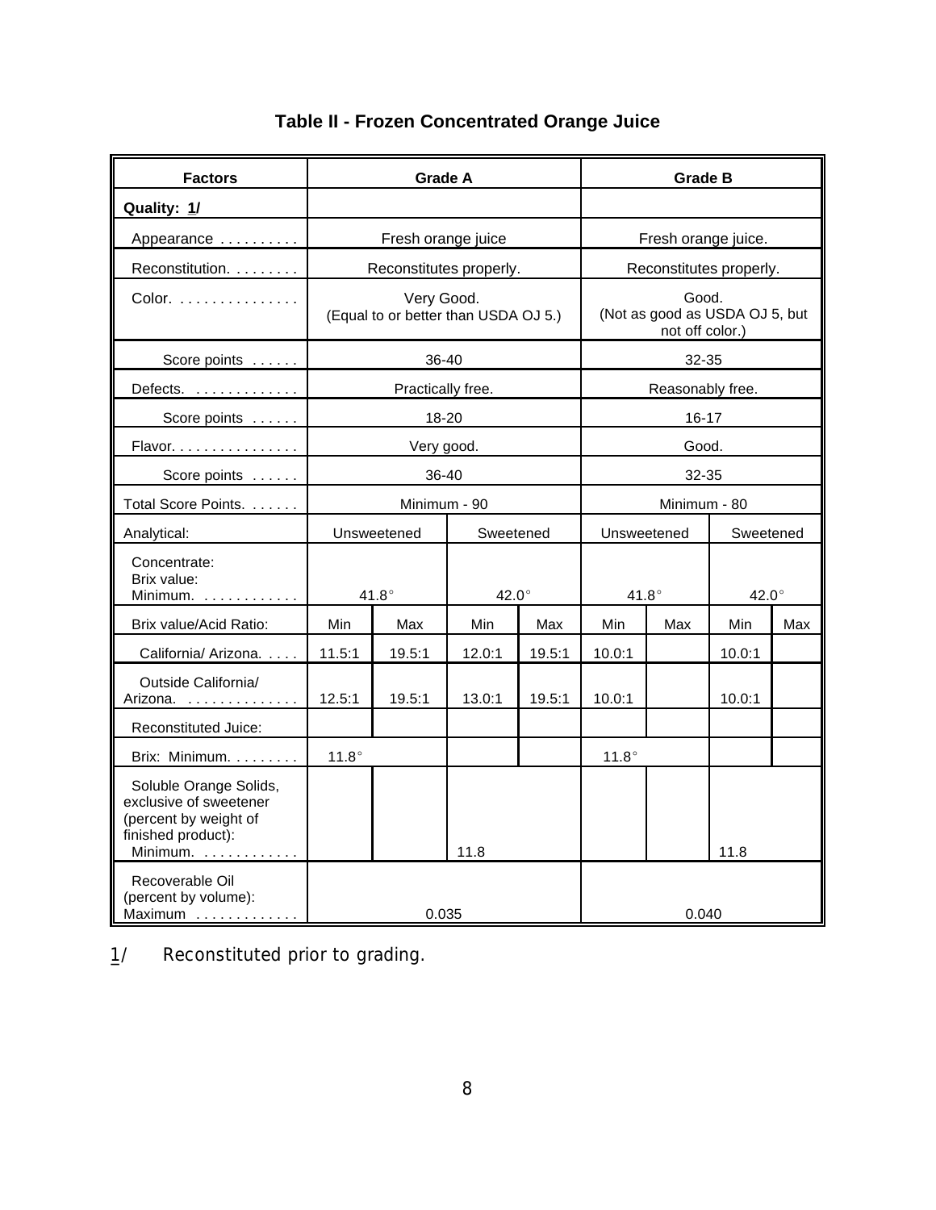## Table II - Frozen Concentrated Orange Juice

| Factors | Grade A | | | | Grade B | | | |
|---|---|---|---|---|---|---|---|---|
| **Quality: 1/** | | | | | | | | |
| Appearance . . . . . . . . . . | Fresh orange juice | | | | Fresh orange juice. | | | |
| Reconstitution. . . . . . . . . | Reconstitutes properly. | | | | Reconstitutes properly. | | | |
| Color. . . . . . . . . . . . . . . . | Very Good. (Equal to or better than USDA OJ 5.) | | | | Good. (Not as good as USDA OJ 5, but not off color.) | | | |
| Score points . . . . . . | 36-40 | | | | 32-35 | | | |
| Defects. . . . . . . . . . . . . . | Practically free. | | | | Reasonably free. | | | |
| Score points . . . . . . | 18-20 | | | | 16-17 | | | |
| Flavor. . . . . . . . . . . . . . . . | Very good. | | | | Good. | | | |
| Score points . . . . . . | 36-40 | | | | 32-35 | | | |
| Total Score Points. . . . . . . | Minimum - 90 | | | | Minimum - 80 | | | |
| Analytical: | Unsweetened | | Sweetened | | Unsweetened | | Sweetened | |
| Concentrate: Brix value: Minimum. . . . . . . . . . . . . | 41.8° | | 42.0° | | 41.8° | | 42.0° | |
| Brix value/Acid Ratio: | Min | Max | Min | Max | Min | Max | Min | Max |
| California/ Arizona. . . . . | 11.5:1 | 19.5:1 | 12.0:1 | 19.5:1 | 10.0:1 | | 10.0:1 | |
| Outside California/ Arizona. . . . . . . . . . . . . . . | 12.5:1 | 19.5:1 | 13.0:1 | 19.5:1 | 10.0:1 | | 10.0:1 | |
| Reconstituted Juice: | | | | | | | | |
| Brix: Minimum. . . . . . . . . | 11.8° | | | | 11.8° | | | |
| Soluble Orange Solids, exclusive of sweetener (percent by weight of finished product): Minimum. . . . . . . . . . . . . | | | 11.8 | | | | 11.8 | |
| Recoverable Oil (percent by volume): Maximum . . . . . . . . . . . . . | 0.035 | | | | 0.040 | | | |

1/ Reconstituted prior to grading.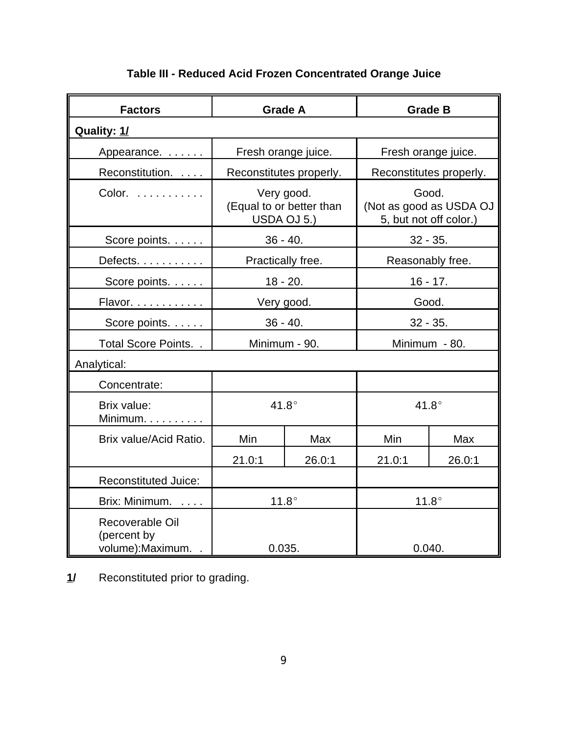**Table III - Reduced Acid Frozen Concentrated Orange Juice**

| Factors | Grade A | | Grade B | |
|---|---|---|---|---|
| **Quality: 1/** | | | | |
| Appearance. . . . . . . | Fresh orange juice. | | Fresh orange juice. | |
| Reconstitution. . . . . | Reconstitutes properly. | | Reconstitutes properly. | |
| Color. . . . . . . . . . . . | Very good. (Equal to or better than USDA OJ 5.) | | Good. (Not as good as USDA OJ 5, but not off color.) | |
| Score points. . . . . . | 36 - 40. | | 32 - 35. | |
| Defects. . . . . . . . . . . | Practically free. | | Reasonably free. | |
| Score points. . . . . . | 18 - 20. | | 16 - 17. | |
| Flavor. . . . . . . . . . . . | Very good. | | Good. | |
| Score points. . . . . . | 36 - 40. | | 32 - 35. | |
| Total Score Points. . | Minimum - 90. | | Minimum - 80. | |
| Analytical: | | | | |
| Concentrate: | | | | |
| Brix value: Minimum. . . . . . . . . . | 41.8° | | 41.8° | |
| Brix value/Acid Ratio. | Min | Max | Min | Max |
| | 21.0:1 | 26.0:1 | 21.0:1 | 26.0:1 |
| Reconstituted Juice: | | | | |
| Brix: Minimum. . . . . | 11.8° | | 11.8° | |
| Recoverable Oil (percent by volume):Maximum. . | 0.035. | | 0.040. | |

**1/** Reconstituted prior to grading.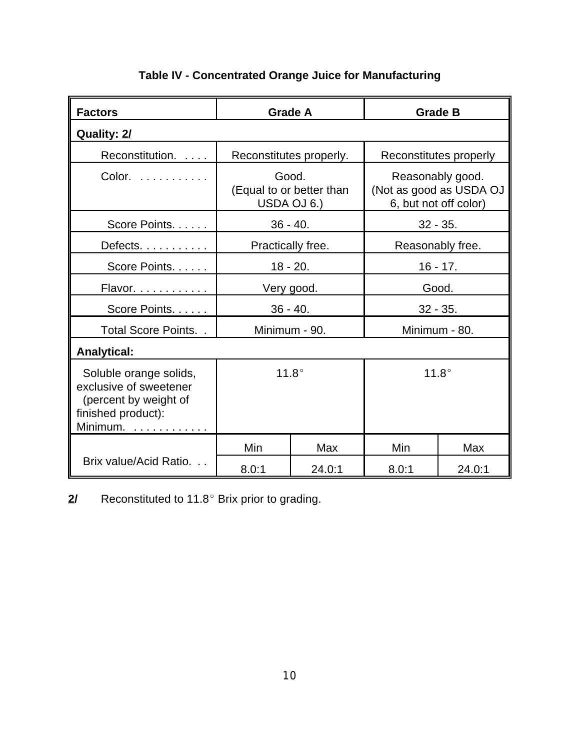**Table IV - Concentrated Orange Juice for Manufacturing**

| Factors | Grade A | | Grade B | |
|---|---|---|---|---|
| **Quality: 2/** | | | | |
| Reconstitution. . . . . | Reconstitutes properly. | | Reconstitutes properly | |
| Color. . . . . . . . . . . . | Good. (Equal to or better than USDA OJ 6.) | | Reasonably good. (Not as good as USDA OJ 6, but not off color) | |
| Score Points. . . . . . | 36 - 40. | | 32 - 35. | |
| Defects. . . . . . . . . . . | Practically free. | | Reasonably free. | |
| Score Points. . . . . . | 18 - 20. | | 16 - 17. | |
| Flavor. . . . . . . . . . . . | Very good. | | Good. | |
| Score Points. . . . . . | 36 - 40. | | 32 - 35. | |
| Total Score Points. . | Minimum - 90. | | Minimum - 80. | |
| **Analytical:** | | | | |
| Soluble orange solids, exclusive of sweetener (percent by weight of finished product): Minimum. . . . . . . . . . . . . | 11.8° | | 11.8° | |
| | Min | Max | Min | Max |
| Brix value/Acid Ratio. . . | 8.0:1 | 24.0:1 | 8.0:1 | 24.0:1 |

**2/** Reconstituted to 11.8° Brix prior to grading.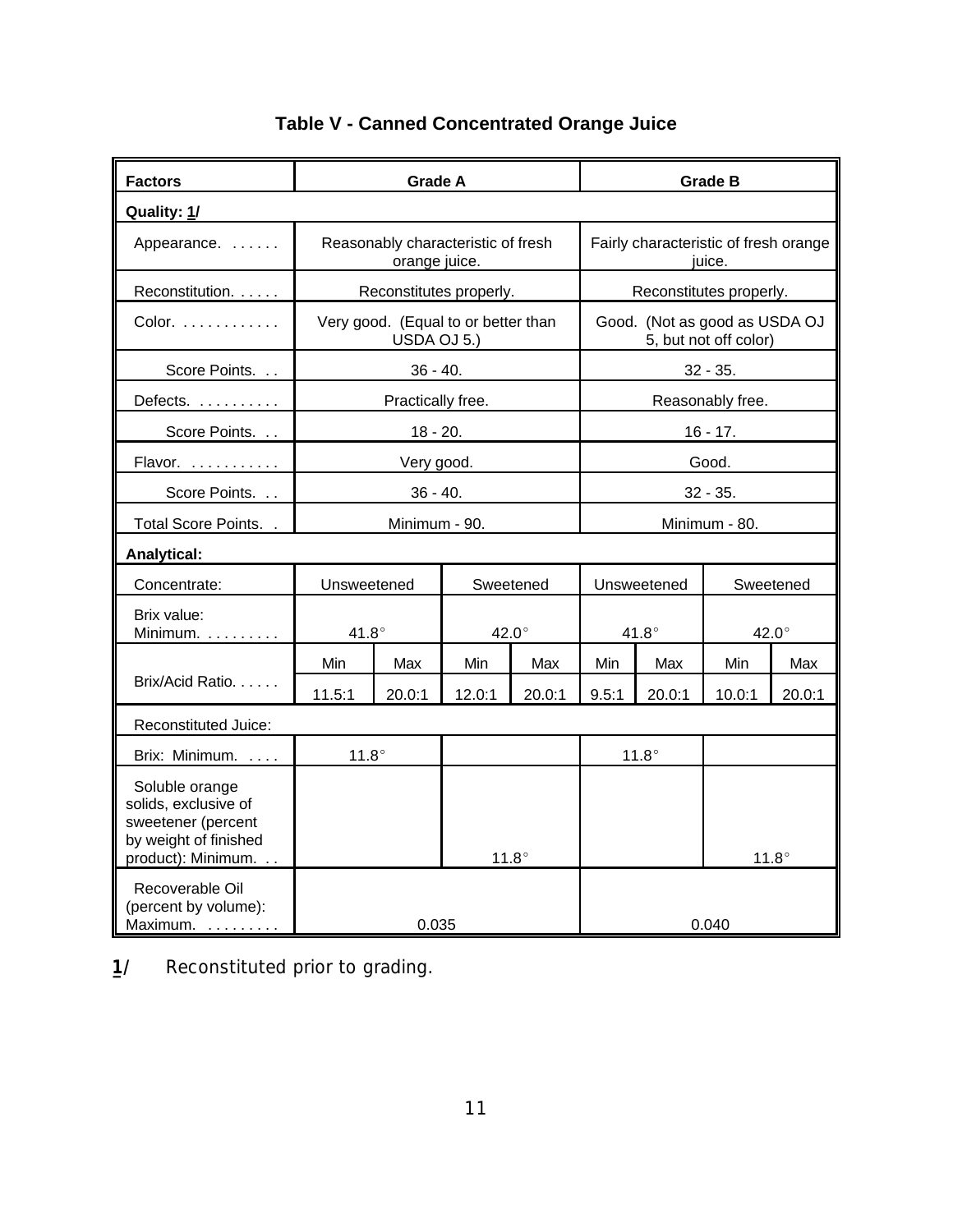# Table V - Canned Concentrated Orange Juice

| Factors | Grade A | | | | Grade B | | | |
|---|---|---|---|---|---|---|---|---|
| **Quality: 1/** | | | | | | | | |
| Appearance. . . . . . . | Reasonably characteristic of fresh orange juice. | | | | Fairly characteristic of fresh orange juice. | | | |
| Reconstitution. . . . . . | Reconstitutes properly. | | | | Reconstitutes properly. | | | |
| Color. . . . . . . . . . . . . | Very good. (Equal to or better than USDA OJ 5.) | | | | Good. (Not as good as USDA OJ 5, but not off color) | | | |
| Score Points. . . | 36 - 40. | | | | 32 - 35. | | | |
| Defects. . . . . . . . . . . | Practically free. | | | | Reasonably free. | | | |
| Score Points. . . | 18 - 20. | | | | 16 - 17. | | | |
| Flavor. . . . . . . . . . . . | Very good. | | | | Good. | | | |
| Score Points. . . | 36 - 40. | | | | 32 - 35. | | | |
| Total Score Points. . | Minimum - 90. | | | | Minimum - 80. | | | |
| **Analytical:** | | | | | | | | |
| Concentrate: | Unsweetened | | Sweetened | | Unsweetened | | Sweetened | |
| Brix value: Minimum. . . . . . . . . . | 41.8° | | 42.0° | | 41.8° | | 42.0° | |
| Brix/Acid Ratio. . . . . . | Min | Max | Min | Max | Min | Max | Min | Max |
| | 11.5:1 | 20.0:1 | 12.0:1 | 20.0:1 | 9.5:1 | 20.0:1 | 10.0:1 | 20.0:1 |
| Reconstituted Juice: | | | | | | | | |
| Brix: Minimum. . . . . | 11.8° | | | | 11.8° | | | |
| Soluble orange solids, exclusive of sweetener (percent by weight of finished product): Minimum. . . | | | 11.8° | | | | 11.8° | |
| Recoverable Oil (percent by volume): Maximum. . . . . . . . . . | 0.035 | | | | 0.040 | | | |

**1/** Reconstituted prior to grading.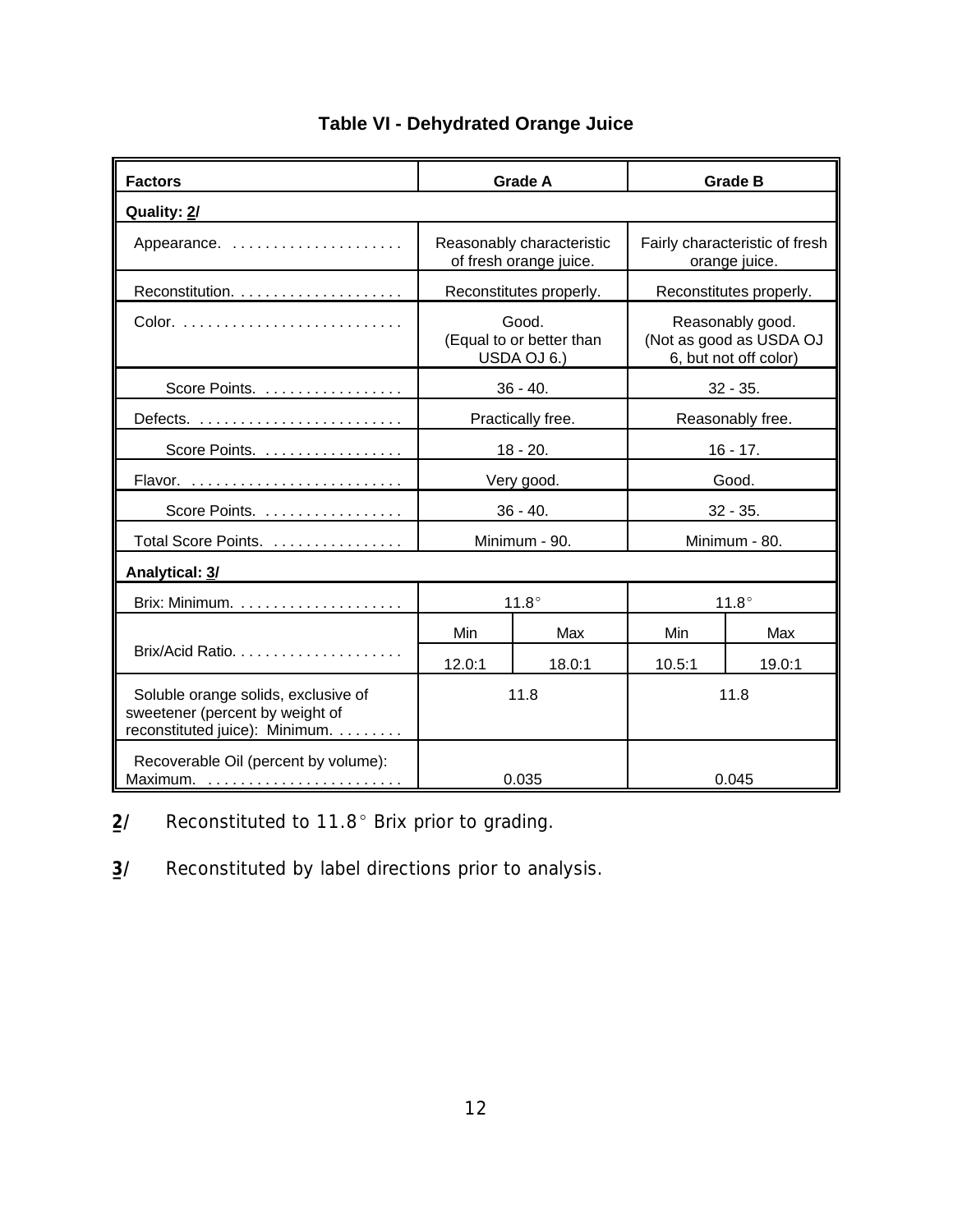## Table VI - Dehydrated Orange Juice

| Factors | Grade A | | Grade B | |
|---|---|---|---|---|
| **Quality: 2/** | | | | |
| Appearance. | Reasonably characteristic of fresh orange juice. | | Fairly characteristic of fresh orange juice. | |
| Reconstitution. | Reconstitutes properly. | | Reconstitutes properly. | |
| Color. | Good. (Equal to or better than USDA OJ 6.) | | Reasonably good. (Not as good as USDA OJ 6, but not off color) | |
| Score Points. | 36 - 40. | | 32 - 35. | |
| Defects. | Practically free. | | Reasonably free. | |
| Score Points. | 18 - 20. | | 16 - 17. | |
| Flavor. | Very good. | | Good. | |
| Score Points. | 36 - 40. | | 32 - 35. | |
| Total Score Points. | Minimum - 90. | | Minimum - 80. | |
| **Analytical: 3/** | | | | |
| Brix: Minimum. | 11.8° | | 11.8° | |
| Brix/Acid Ratio. | Min | Max | Min | Max |
| | 12.0:1 | 18.0:1 | 10.5:1 | 19.0:1 |
| Soluble orange solids, exclusive of sweetener (percent by weight of reconstituted juice): Minimum. | 11.8 | | 11.8 | |
| Recoverable Oil (percent by volume): Maximum. | 0.035 | | 0.045 | |

**2/** Reconstituted to 11.8° Brix prior to grading.

**3/** Reconstituted by label directions prior to analysis.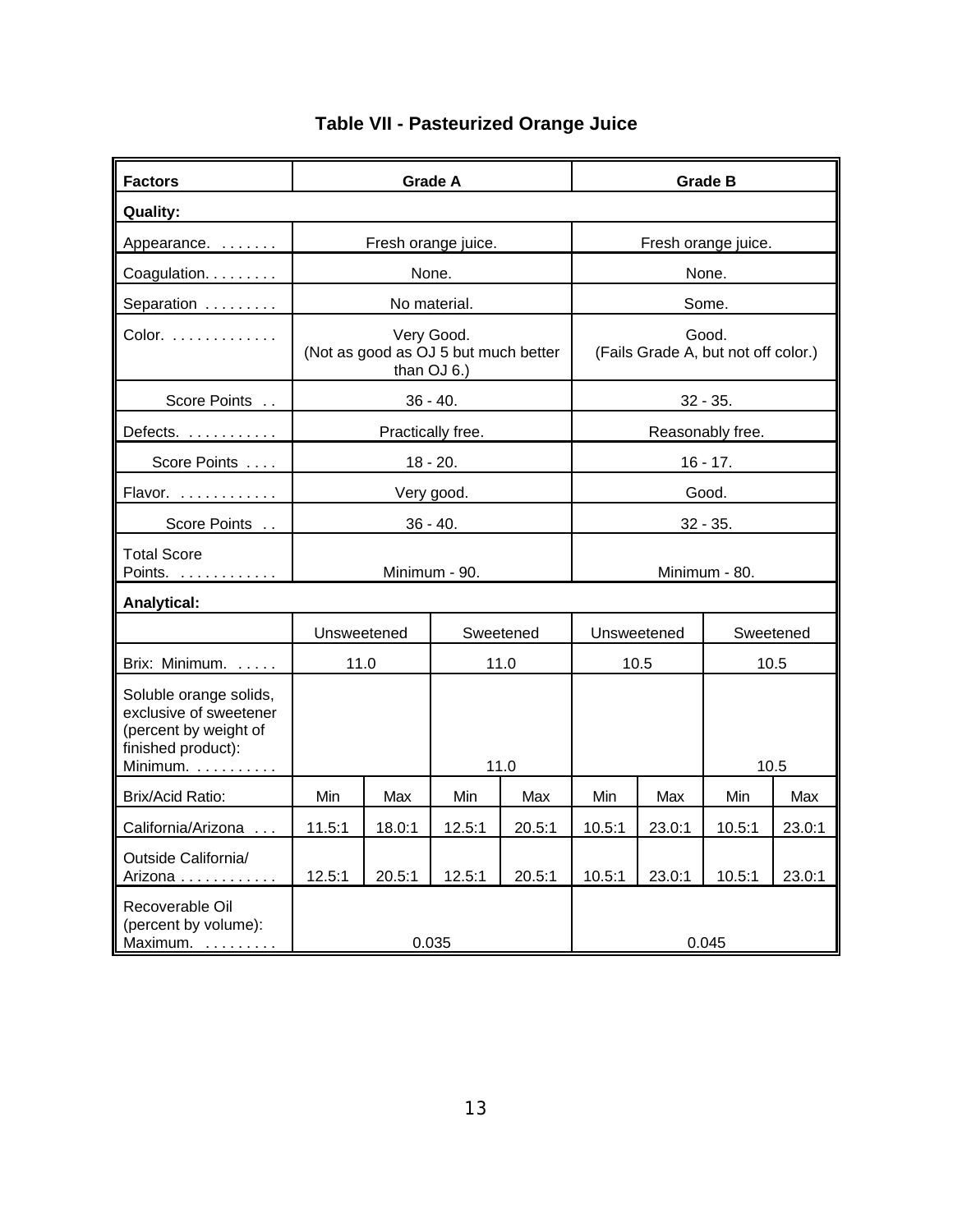## Table VII - Pasteurized Orange Juice

| Factors | Grade A | | | | Grade B | | | |
|---|---|---|---|---|---|---|---|---|
| **Quality:** | | | | | | | | |
| Appearance. . . . . . . . | Fresh orange juice. | | | | Fresh orange juice. | | | |
| Coagulation. . . . . . . . . | None. | | | | None. | | | |
| Separation . . . . . . . . . | No material. | | | | Some. | | | |
| Color. . . . . . . . . . . . . . | Very Good. (Not as good as OJ 5 but much better than OJ 6.) | | | | Good. (Fails Grade A, but not off color.) | | | |
| Score Points . . | 36 - 40. | | | | 32 - 35. | | | |
| Defects. . . . . . . . . . . . | Practically free. | | | | Reasonably free. | | | |
| Score Points . . . . | 18 - 20. | | | | 16 - 17. | | | |
| Flavor. . . . . . . . . . . . . | Very good. | | | | Good. | | | |
| Score Points . . | 36 - 40. | | | | 32 - 35. | | | |
| Total Score Points. . . . . . . . . . . . . | Minimum - 90. | | | | Minimum - 80. | | | |
| **Analytical:** | | | | | | | | |
| | Unsweetened | | Sweetened | | Unsweetened | | Sweetened | |
| Brix: Minimum. . . . . . | 11.0 | | 11.0 | | 10.5 | | 10.5 | |
| Soluble orange solids, exclusive of sweetener (percent by weight of finished product): Minimum. . . . . . . . . . . | | | 11.0 | | | | 10.5 | |
| Brix/Acid Ratio: | Min | Max | Min | Max | Min | Max | Min | Max |
| California/Arizona . . . | 11.5:1 | 18.0:1 | 12.5:1 | 20.5:1 | 10.5:1 | 23.0:1 | 10.5:1 | 23.0:1 |
| Outside California/ Arizona . . . . . . . . . . . . | 12.5:1 | 20.5:1 | 12.5:1 | 20.5:1 | 10.5:1 | 23.0:1 | 10.5:1 | 23.0:1 |
| Recoverable Oil (percent by volume): Maximum. . . . . . . . . . | 0.035 | | | | 0.045 | | | |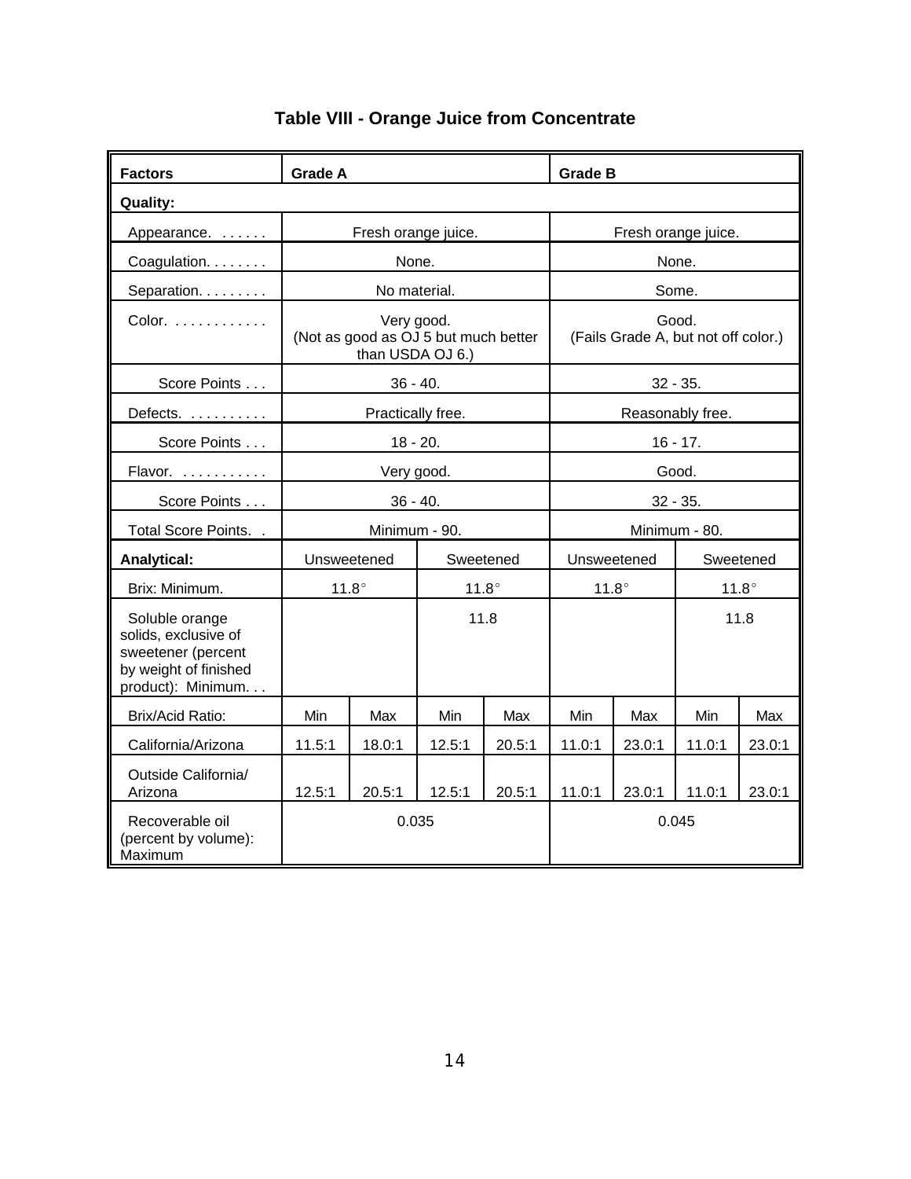### Table VIII - Orange Juice from Concentrate

| Factors | Grade A | | | | Grade B | | | |
|---|---|---|---|---|---|---|---|---|
| **Quality:** | | | | | | | | |
| Appearance. . . . . . . | Fresh orange juice. | | | | Fresh orange juice. | | | |
| Coagulation. . . . . . . . | None. | | | | None. | | | |
| Separation. . . . . . . . . | No material. | | | | Some. | | | |
| Color. . . . . . . . . . . . . | Very good. (Not as good as OJ 5 but much better than USDA OJ 6.) | | | | Good. (Fails Grade A, but not off color.) | | | |
| Score Points . . . | 36 - 40. | | | | 32 - 35. | | | |
| Defects. . . . . . . . . . . | Practically free. | | | | Reasonably free. | | | |
| Score Points . . . | 18 - 20. | | | | 16 - 17. | | | |
| Flavor. . . . . . . . . . . . | Very good. | | | | Good. | | | |
| Score Points . . . | 36 - 40. | | | | 32 - 35. | | | |
| Total Score Points. . | Minimum - 90. | | | | Minimum - 80. | | | |
| **Analytical:** | Unsweetened | | Sweetened | | Unsweetened | | Sweetened | |
| Brix: Minimum. | 11.8° | | 11.8° | | 11.8° | | 11.8° | |
| Soluble orange solids, exclusive of sweetener (percent by weight of finished product): Minimum. . . | | | 11.8 | | | | 11.8 | |
| Brix/Acid Ratio: | Min | Max | Min | Max | Min | Max | Min | Max |
| California/Arizona | 11.5:1 | 18.0:1 | 12.5:1 | 20.5:1 | 11.0:1 | 23.0:1 | 11.0:1 | 23.0:1 |
| Outside California/ Arizona | 12.5:1 | 20.5:1 | 12.5:1 | 20.5:1 | 11.0:1 | 23.0:1 | 11.0:1 | 23.0:1 |
| Recoverable oil (percent by volume): Maximum | 0.035 | | | | 0.045 | | | |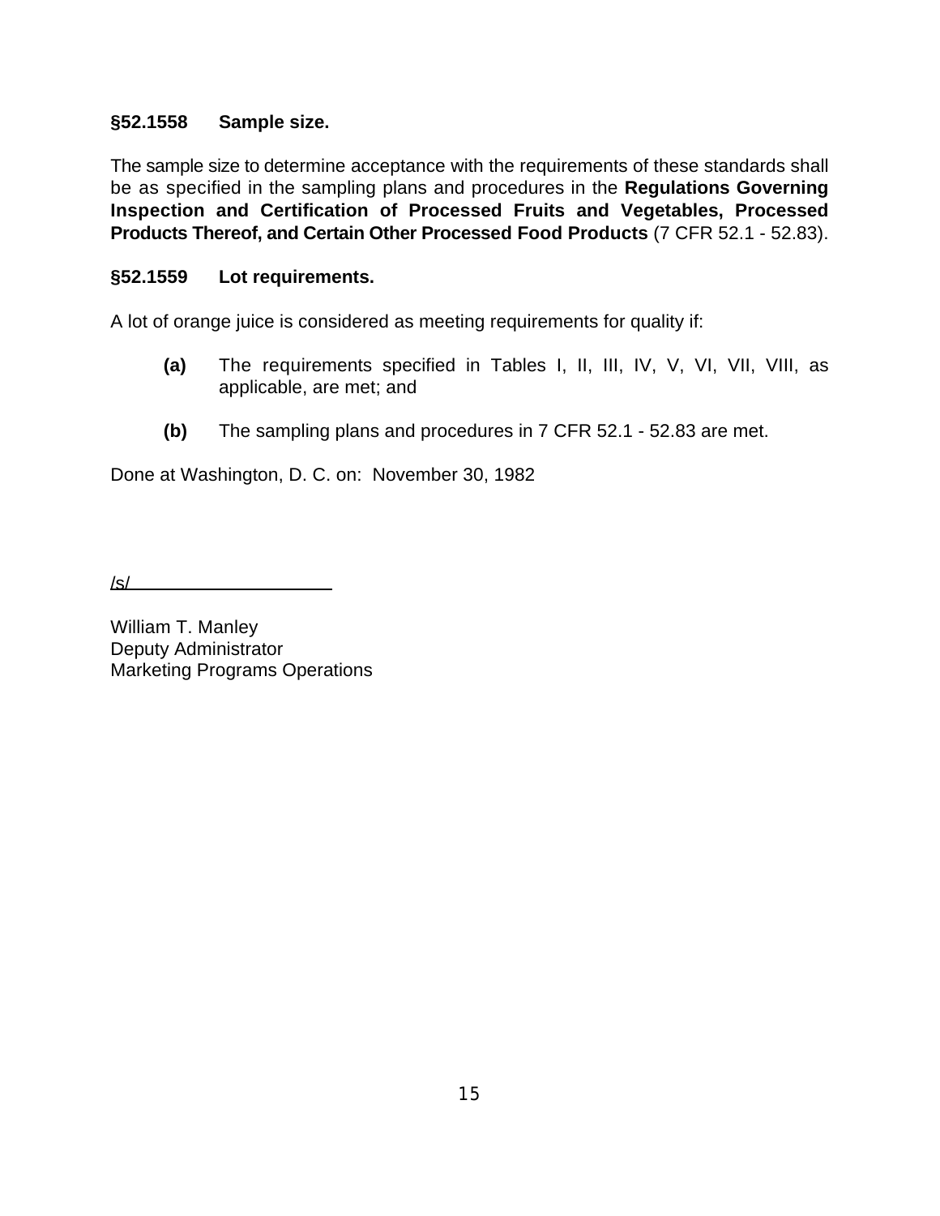### §52.1558 Sample size.

The sample size to determine acceptance with the requirements of these standards shall be as specified in the sampling plans and procedures in the **Regulations Governing Inspection and Certification of Processed Fruits and Vegetables, Processed Products Thereof, and Certain Other Processed Food Products** (7 CFR 52.1 - 52.83).

### §52.1559 Lot requirements.

A lot of orange juice is considered as meeting requirements for quality if:

- **(a)** The requirements specified in Tables I, II, III, IV, V, VI, VII, VIII, as applicable, are met; and

- **(b)** The sampling plans and procedures in 7 CFR 52.1 - 52.83 are met.

Done at Washington, D. C. on: November 30, 1982

/s/

William T. Manley
Deputy Administrator
Marketing Programs Operations